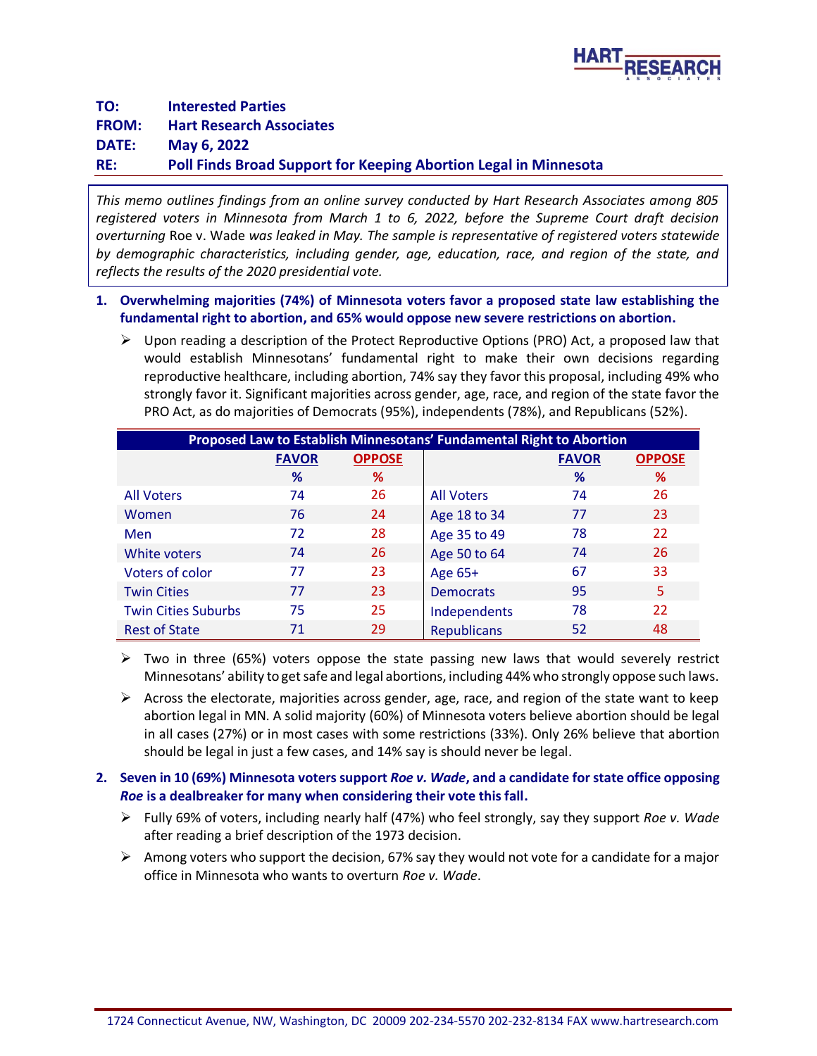**TO:** Interested Parties
**FROM:** Hart Research Associates
**DATE:** May 6, 2022
**RE:** Poll Finds Broad Support for Keeping Abortion Legal in Minnesota

*This memo outlines findings from an online survey conducted by Hart Research Associates among 805 registered voters in Minnesota from March 1 to 6, 2022, before the Supreme Court draft decision overturning* Roe v. Wade *was leaked in May. The sample is representative of registered voters statewide by demographic characteristics, including gender, age, education, race, and region of the state, and reflects the results of the 2020 presidential vote.*

1. **Overwhelming majorities (74%) of Minnesota voters favor a proposed state law establishing the fundamental right to abortion, and 65% would oppose new severe restrictions on abortion.**

   - Upon reading a description of the Protect Reproductive Options (PRO) Act, a proposed law that would establish Minnesotans' fundamental right to make their own decisions regarding reproductive healthcare, including abortion, 74% say they favor this proposal, including 49% who strongly favor it. Significant majorities across gender, age, race, and region of the state favor the PRO Act, as do majorities of Democrats (95%), independents (78%), and Republicans (52%).

**Proposed Law to Establish Minnesotans' Fundamental Right to Abortion**

| | FAVOR % | OPPOSE % | | FAVOR % | OPPOSE % |
|---|---|---|---|---|---|
| All Voters | 74 | 26 | All Voters | 74 | 26 |
| Women | 76 | 24 | Age 18 to 34 | 77 | 23 |
| Men | 72 | 28 | Age 35 to 49 | 78 | 22 |
| White voters | 74 | 26 | Age 50 to 64 | 74 | 26 |
| Voters of color | 77 | 23 | Age 65+ | 67 | 33 |
| Twin Cities | 77 | 23 | Democrats | 95 | 5 |
| Twin Cities Suburbs | 75 | 25 | Independents | 78 | 22 |
| Rest of State | 71 | 29 | Republicans | 52 | 48 |

   - Two in three (65%) voters oppose the state passing new laws that would severely restrict Minnesotans' ability to get safe and legal abortions, including 44% who strongly oppose such laws.
   - Across the electorate, majorities across gender, age, race, and region of the state want to keep abortion legal in MN. A solid majority (60%) of Minnesota voters believe abortion should be legal in all cases (27%) or in most cases with some restrictions (33%). Only 26% believe that abortion should be legal in just a few cases, and 14% say is should never be legal.

2. **Seven in 10 (69%) Minnesota voters support *Roe v. Wade*, and a candidate for state office opposing *Roe* is a dealbreaker for many when considering their vote this fall.**

   - Fully 69% of voters, including nearly half (47%) who feel strongly, say they support *Roe v. Wade* after reading a brief description of the 1973 decision.
   - Among voters who support the decision, 67% say they would not vote for a candidate for a major office in Minnesota who wants to overturn *Roe v. Wade*.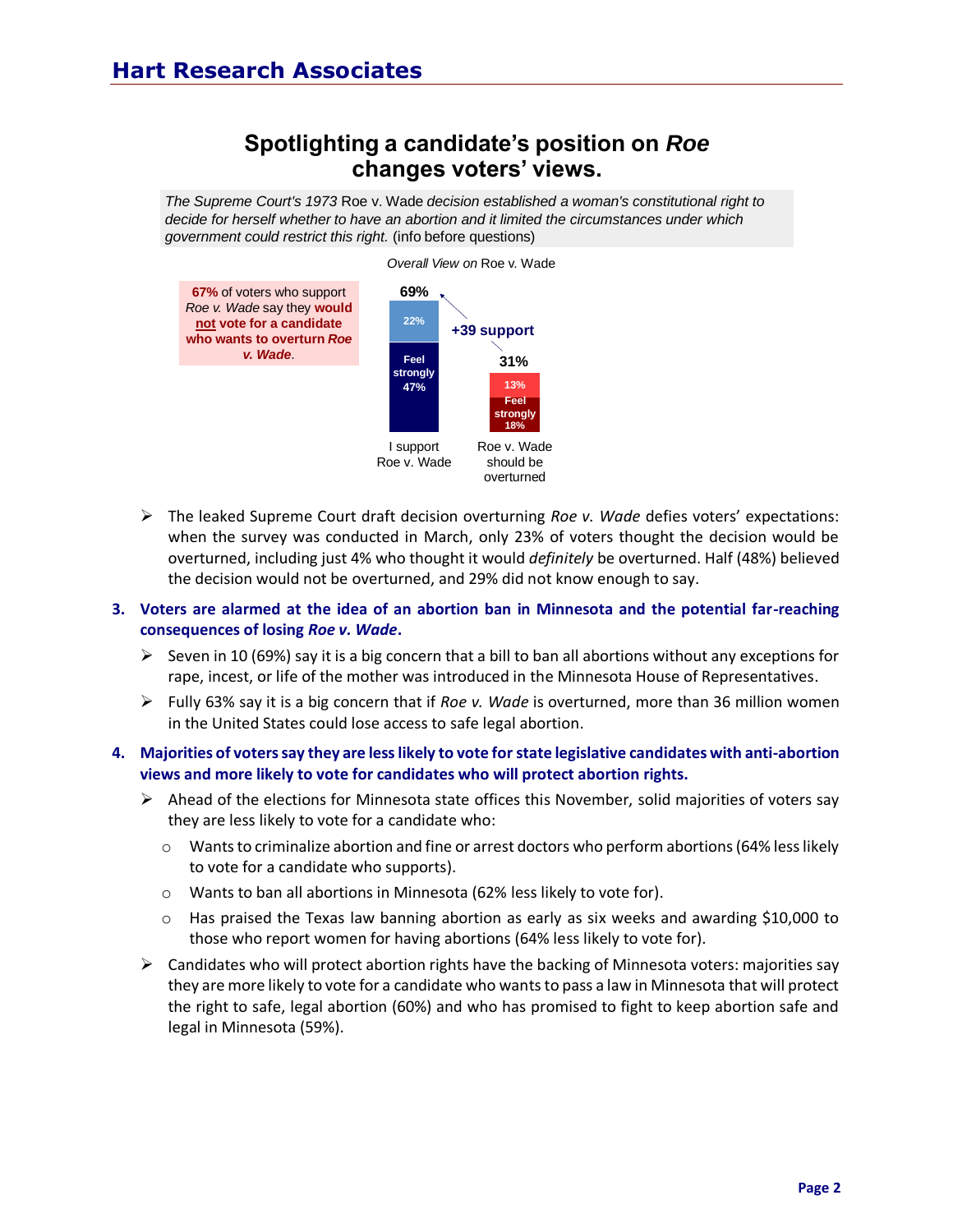## Spotlighting a candidate's position on *Roe* changes voters' views.

*The Supreme Court's 1973* Roe v. Wade *decision established a woman's constitutional right to decide for herself whether to have an abortion and it limited the circumstances under which government could restrict this right.* (info before questions)

*Overall View on* Roe v. Wade

**67%** of voters who support *Roe v. Wade* say they **would not vote for a candidate who wants to overturn *Roe v. Wade*.**

69%

22%

Feel strongly 47%

+39 support

31%

13%

Feel strongly 18%

I support Roe v. Wade

Roe v. Wade should be overturned

- The leaked Supreme Court draft decision overturning *Roe v. Wade* defies voters' expectations: when the survey was conducted in March, only 23% of voters thought the decision would be overturned, including just 4% who thought it would *definitely* be overturned. Half (48%) believed the decision would not be overturned, and 29% did not know enough to say.

**3. Voters are alarmed at the idea of an abortion ban in Minnesota and the potential far-reaching consequences of losing *Roe v. Wade*.**

- Seven in 10 (69%) say it is a big concern that a bill to ban all abortions without any exceptions for rape, incest, or life of the mother was introduced in the Minnesota House of Representatives.
- Fully 63% say it is a big concern that if *Roe v. Wade* is overturned, more than 36 million women in the United States could lose access to safe legal abortion.

**4. Majorities of voters say they are less likely to vote for state legislative candidates with anti-abortion views and more likely to vote for candidates who will protect abortion rights.**

- Ahead of the elections for Minnesota state offices this November, solid majorities of voters say they are less likely to vote for a candidate who:
  - Wants to criminalize abortion and fine or arrest doctors who perform abortions (64% less likely to vote for a candidate who supports).
  - Wants to ban all abortions in Minnesota (62% less likely to vote for).
  - Has praised the Texas law banning abortion as early as six weeks and awarding $10,000 to those who report women for having abortions (64% less likely to vote for).
- Candidates who will protect abortion rights have the backing of Minnesota voters: majorities say they are more likely to vote for a candidate who wants to pass a law in Minnesota that will protect the right to safe, legal abortion (60%) and who has promised to fight to keep abortion safe and legal in Minnesota (59%).